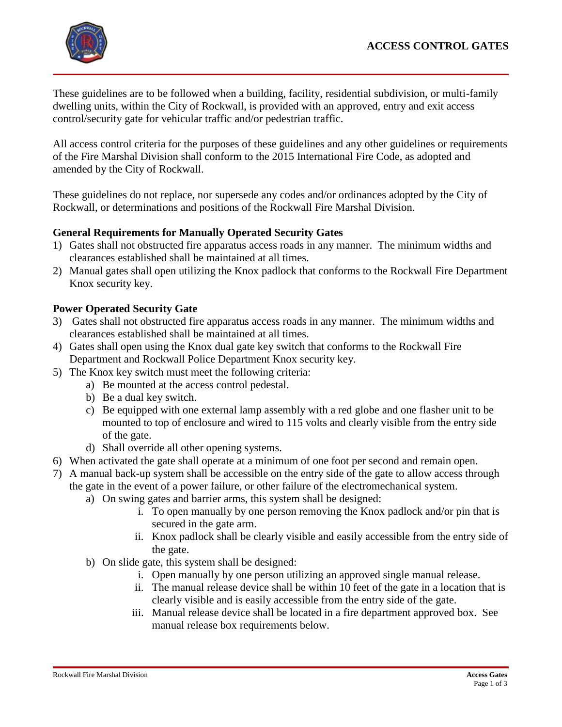# ACCESS CONTROL GATES

These guidelines are to be followed when a building, facility, residential subdivision, or multi-family dwelling units, within the City of Rockwall, is provided with an approved, entry and exit access control/security gate for vehicular traffic and/or pedestrian traffic.

All access control criteria for the purposes of these guidelines and any other guidelines or requirements of the Fire Marshal Division shall conform to the 2015 International Fire Code, as adopted and amended by the City of Rockwall.

These guidelines do not replace, nor supersede any codes and/or ordinances adopted by the City of Rockwall, or determinations and positions of the Rockwall Fire Marshal Division.

**General Requirements for Manually Operated Security Gates**

1) Gates shall not obstructed fire apparatus access roads in any manner. The minimum widths and clearances established shall be maintained at all times.
2) Manual gates shall open utilizing the Knox padlock that conforms to the Rockwall Fire Department Knox security key.

**Power Operated Security Gate**

3) Gates shall not obstructed fire apparatus access roads in any manner. The minimum widths and clearances established shall be maintained at all times.
4) Gates shall open using the Knox dual gate key switch that conforms to the Rockwall Fire Department and Rockwall Police Department Knox security key.
5) The Knox key switch must meet the following criteria:
    a) Be mounted at the access control pedestal.
    b) Be a dual key switch.
    c) Be equipped with one external lamp assembly with a red globe and one flasher unit to be mounted to top of enclosure and wired to 115 volts and clearly visible from the entry side of the gate.
    d) Shall override all other opening systems.
6) When activated the gate shall operate at a minimum of one foot per second and remain open.
7) A manual back-up system shall be accessible on the entry side of the gate to allow access through the gate in the event of a power failure, or other failure of the electromechanical system.
    a) On swing gates and barrier arms, this system shall be designed:
        i. To open manually by one person removing the Knox padlock and/or pin that is secured in the gate arm.
        ii. Knox padlock shall be clearly visible and easily accessible from the entry side of the gate.
    b) On slide gate, this system shall be designed:
        i. Open manually by one person utilizing an approved single manual release.
        ii. The manual release device shall be within 10 feet of the gate in a location that is clearly visible and is easily accessible from the entry side of the gate.
        iii. Manual release device shall be located in a fire department approved box. See manual release box requirements below.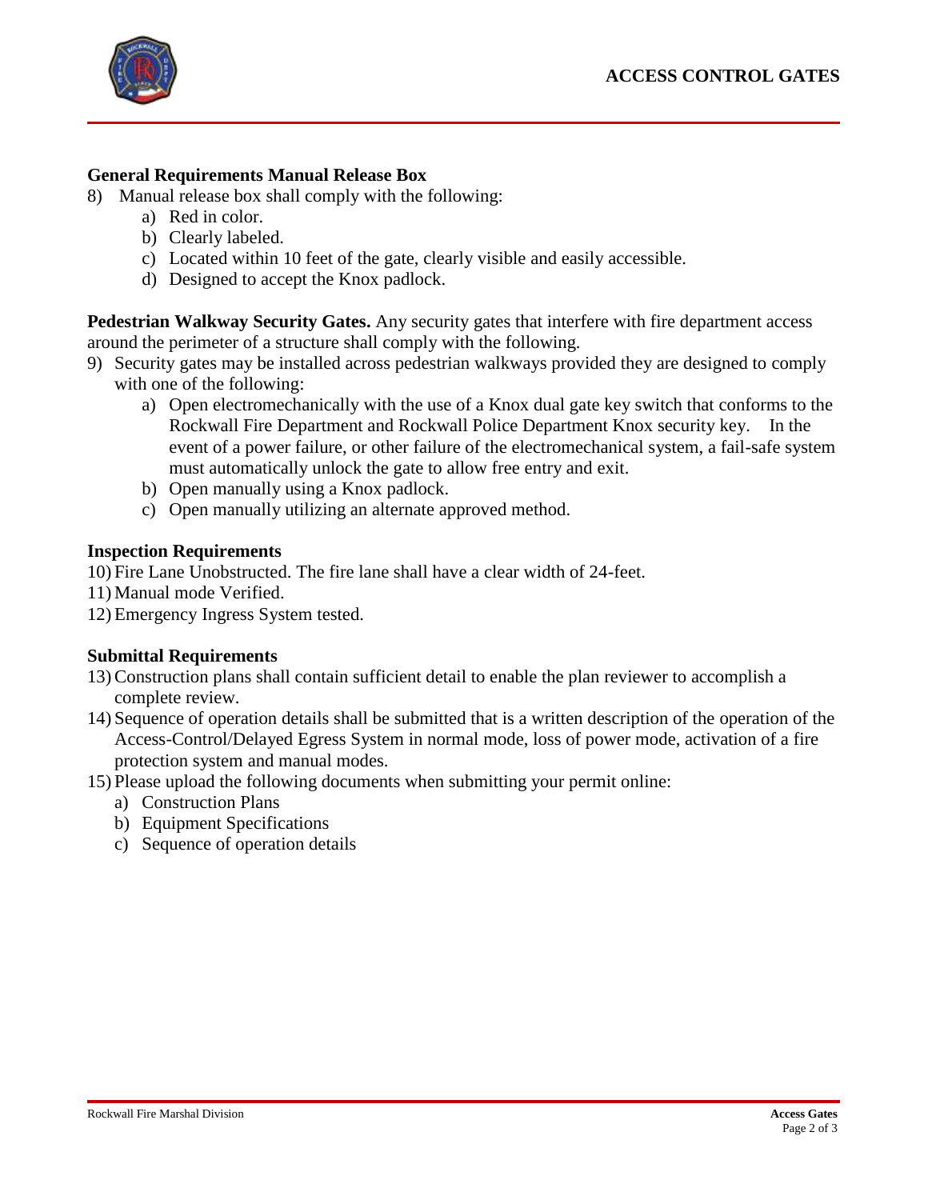### General Requirements Manual Release Box

8) Manual release box shall comply with the following:
   a) Red in color.
   b) Clearly labeled.
   c) Located within 10 feet of the gate, clearly visible and easily accessible.
   d) Designed to accept the Knox padlock.

**Pedestrian Walkway Security Gates.** Any security gates that interfere with fire department access around the perimeter of a structure shall comply with the following.

9) Security gates may be installed across pedestrian walkways provided they are designed to comply with one of the following:
   a) Open electromechanically with the use of a Knox dual gate key switch that conforms to the Rockwall Fire Department and Rockwall Police Department Knox security key. In the event of a power failure, or other failure of the electromechanical system, a fail-safe system must automatically unlock the gate to allow free entry and exit.
   b) Open manually using a Knox padlock.
   c) Open manually utilizing an alternate approved method.

### Inspection Requirements

10) Fire Lane Unobstructed. The fire lane shall have a clear width of 24-feet.
11) Manual mode Verified.
12) Emergency Ingress System tested.

### Submittal Requirements

13) Construction plans shall contain sufficient detail to enable the plan reviewer to accomplish a complete review.
14) Sequence of operation details shall be submitted that is a written description of the operation of the Access-Control/Delayed Egress System in normal mode, loss of power mode, activation of a fire protection system and manual modes.
15) Please upload the following documents when submitting your permit online:
    a) Construction Plans
    b) Equipment Specifications
    c) Sequence of operation details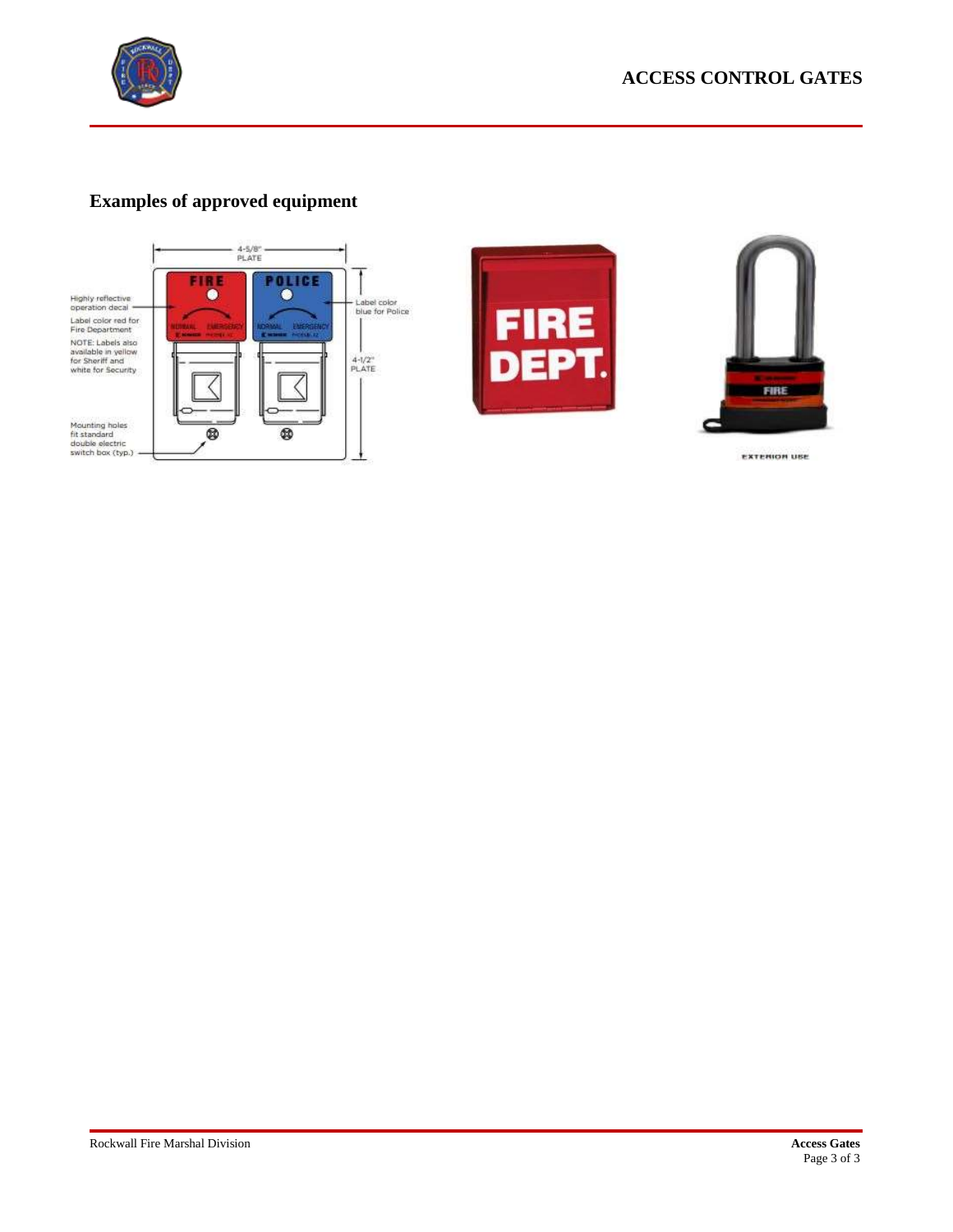## Examples of approved equipment

4-5/8"
PLATE

FIRE

POLICE

Highly reflective operation decal

Label color red for Fire Department

NOTE: Labels also available in yellow for Sheriff and white for Security

Mounting holes fit standard double electric switch box (typ.)

Label color blue for Police

4-1/2"
PLATE

NORMAL EMERGENCY

FIRE DEPT.

FIRE

EXTERIOR USE